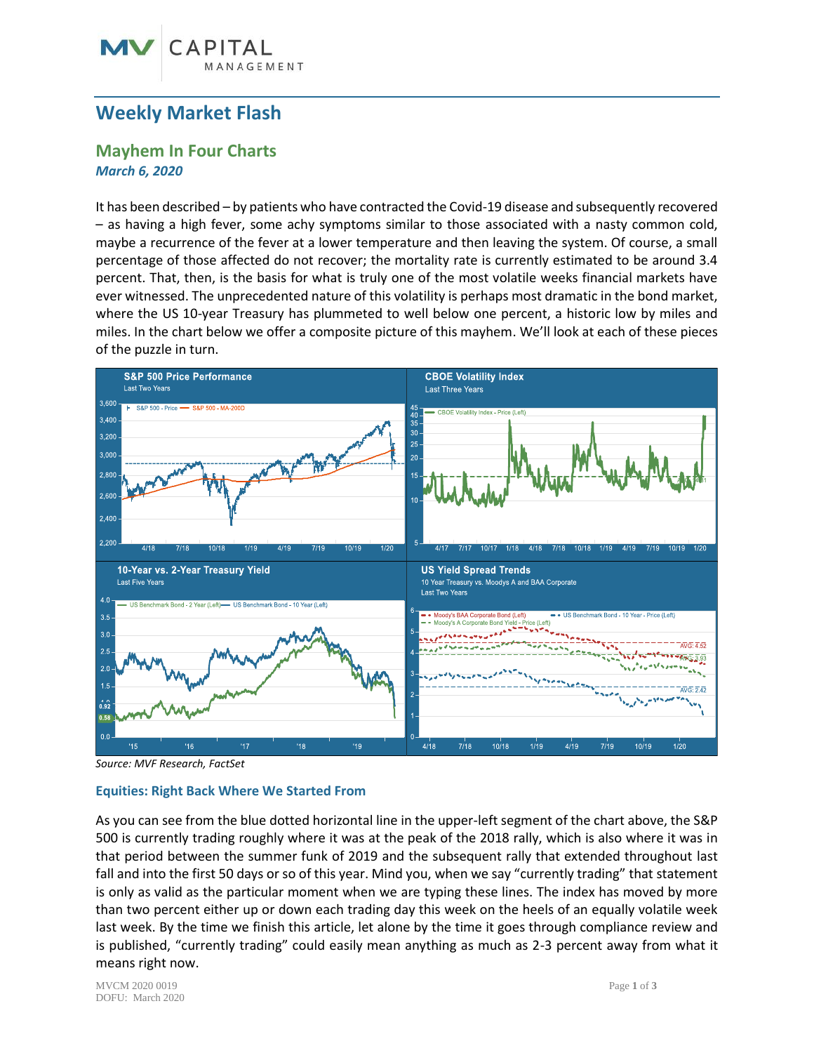# Weekly Market Flash

## Mayhem In Four Charts

*March 6, 2020*

It has been described – by patients who have contracted the Covid-19 disease and subsequently recovered – as having a high fever, some achy symptoms similar to those associated with a nasty common cold, maybe a recurrence of the fever at a lower temperature and then leaving the system. Of course, a small percentage of those affected do not recover; the mortality rate is currently estimated to be around 3.4 percent. That, then, is the basis for what is truly one of the most volatile weeks financial markets have ever witnessed. The unprecedented nature of this volatility is perhaps most dramatic in the bond market, where the US 10-year Treasury has plummeted to well below one percent, a historic low by miles and miles. In the chart below we offer a composite picture of this mayhem. We'll look at each of these pieces of the puzzle in turn.

*Source: MVF Research, FactSet*

### Equities: Right Back Where We Started From

As you can see from the blue dotted horizontal line in the upper-left segment of the chart above, the S&P 500 is currently trading roughly where it was at the peak of the 2018 rally, which is also where it was in that period between the summer funk of 2019 and the subsequent rally that extended throughout last fall and into the first 50 days or so of this year. Mind you, when we say "currently trading" that statement is only as valid as the particular moment when we are typing these lines. The index has moved by more than two percent either up or down each trading day this week on the heels of an equally volatile week last week. By the time we finish this article, let alone by the time it goes through compliance review and is published, "currently trading" could easily mean anything as much as 2-3 percent away from what it means right now.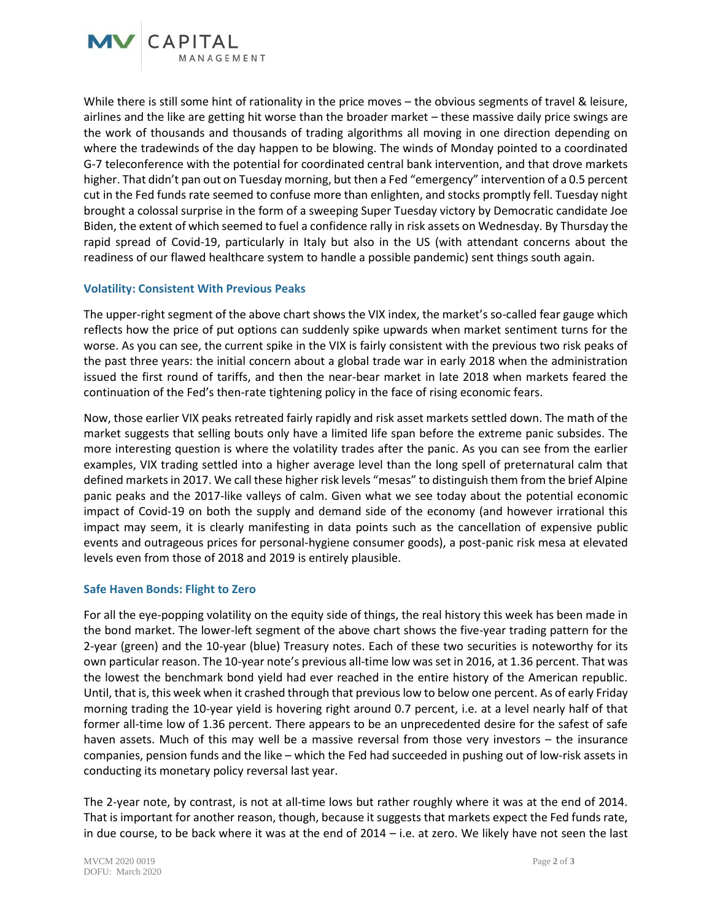While there is still some hint of rationality in the price moves – the obvious segments of travel & leisure, airlines and the like are getting hit worse than the broader market – these massive daily price swings are the work of thousands and thousands of trading algorithms all moving in one direction depending on where the tradewinds of the day happen to be blowing. The winds of Monday pointed to a coordinated G-7 teleconference with the potential for coordinated central bank intervention, and that drove markets higher. That didn't pan out on Tuesday morning, but then a Fed "emergency" intervention of a 0.5 percent cut in the Fed funds rate seemed to confuse more than enlighten, and stocks promptly fell. Tuesday night brought a colossal surprise in the form of a sweeping Super Tuesday victory by Democratic candidate Joe Biden, the extent of which seemed to fuel a confidence rally in risk assets on Wednesday. By Thursday the rapid spread of Covid-19, particularly in Italy but also in the US (with attendant concerns about the readiness of our flawed healthcare system to handle a possible pandemic) sent things south again.

### Volatility: Consistent With Previous Peaks

The upper-right segment of the above chart shows the VIX index, the market's so-called fear gauge which reflects how the price of put options can suddenly spike upwards when market sentiment turns for the worse. As you can see, the current spike in the VIX is fairly consistent with the previous two risk peaks of the past three years: the initial concern about a global trade war in early 2018 when the administration issued the first round of tariffs, and then the near-bear market in late 2018 when markets feared the continuation of the Fed's then-rate tightening policy in the face of rising economic fears.

Now, those earlier VIX peaks retreated fairly rapidly and risk asset markets settled down. The math of the market suggests that selling bouts only have a limited life span before the extreme panic subsides. The more interesting question is where the volatility trades after the panic. As you can see from the earlier examples, VIX trading settled into a higher average level than the long spell of preternatural calm that defined markets in 2017. We call these higher risk levels "mesas" to distinguish them from the brief Alpine panic peaks and the 2017-like valleys of calm. Given what we see today about the potential economic impact of Covid-19 on both the supply and demand side of the economy (and however irrational this impact may seem, it is clearly manifesting in data points such as the cancellation of expensive public events and outrageous prices for personal-hygiene consumer goods), a post-panic risk mesa at elevated levels even from those of 2018 and 2019 is entirely plausible.

### Safe Haven Bonds: Flight to Zero

For all the eye-popping volatility on the equity side of things, the real history this week has been made in the bond market. The lower-left segment of the above chart shows the five-year trading pattern for the 2-year (green) and the 10-year (blue) Treasury notes. Each of these two securities is noteworthy for its own particular reason. The 10-year note's previous all-time low was set in 2016, at 1.36 percent. That was the lowest the benchmark bond yield had ever reached in the entire history of the American republic. Until, that is, this week when it crashed through that previous low to below one percent. As of early Friday morning trading the 10-year yield is hovering right around 0.7 percent, i.e. at a level nearly half of that former all-time low of 1.36 percent. There appears to be an unprecedented desire for the safest of safe haven assets. Much of this may well be a massive reversal from those very investors – the insurance companies, pension funds and the like – which the Fed had succeeded in pushing out of low-risk assets in conducting its monetary policy reversal last year.

The 2-year note, by contrast, is not at all-time lows but rather roughly where it was at the end of 2014. That is important for another reason, though, because it suggests that markets expect the Fed funds rate, in due course, to be back where it was at the end of 2014 – i.e. at zero. We likely have not seen the last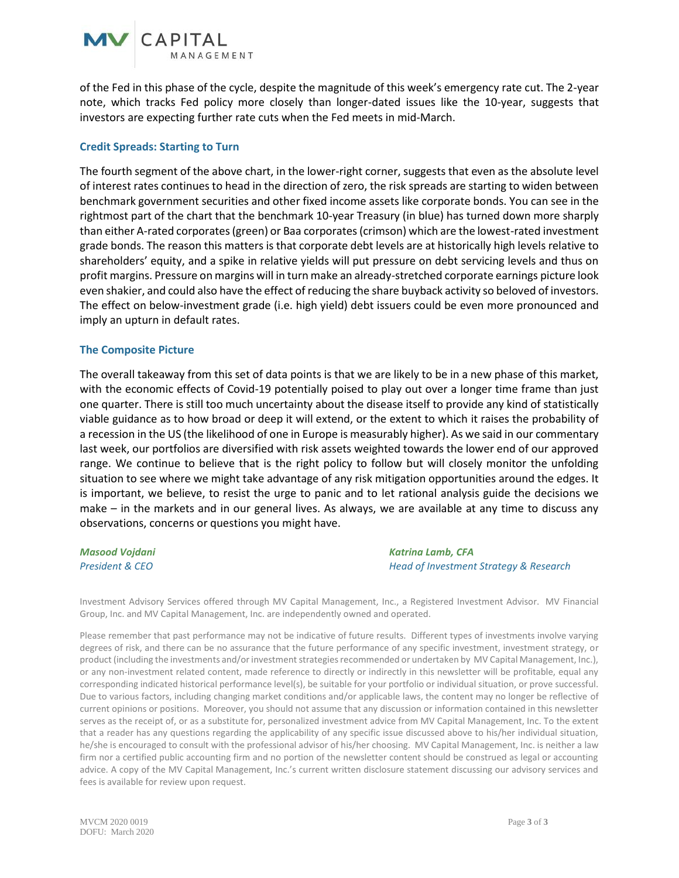of the Fed in this phase of the cycle, despite the magnitude of this week's emergency rate cut. The 2-year note, which tracks Fed policy more closely than longer-dated issues like the 10-year, suggests that investors are expecting further rate cuts when the Fed meets in mid-March.

### Credit Spreads: Starting to Turn

The fourth segment of the above chart, in the lower-right corner, suggests that even as the absolute level of interest rates continues to head in the direction of zero, the risk spreads are starting to widen between benchmark government securities and other fixed income assets like corporate bonds. You can see in the rightmost part of the chart that the benchmark 10-year Treasury (in blue) has turned down more sharply than either A-rated corporates (green) or Baa corporates (crimson) which are the lowest-rated investment grade bonds. The reason this matters is that corporate debt levels are at historically high levels relative to shareholders' equity, and a spike in relative yields will put pressure on debt servicing levels and thus on profit margins. Pressure on margins will in turn make an already-stretched corporate earnings picture look even shakier, and could also have the effect of reducing the share buyback activity so beloved of investors. The effect on below-investment grade (i.e. high yield) debt issuers could be even more pronounced and imply an upturn in default rates.

### The Composite Picture

The overall takeaway from this set of data points is that we are likely to be in a new phase of this market, with the economic effects of Covid-19 potentially poised to play out over a longer time frame than just one quarter. There is still too much uncertainty about the disease itself to provide any kind of statistically viable guidance as to how broad or deep it will extend, or the extent to which it raises the probability of a recession in the US (the likelihood of one in Europe is measurably higher). As we said in our commentary last week, our portfolios are diversified with risk assets weighted towards the lower end of our approved range. We continue to believe that is the right policy to follow but will closely monitor the unfolding situation to see where we might take advantage of any risk mitigation opportunities around the edges. It is important, we believe, to resist the urge to panic and to let rational analysis guide the decisions we make – in the markets and in our general lives. As always, we are available at any time to discuss any observations, concerns or questions you might have.

***Masood Vojdani***
*President & CEO*

***Katrina Lamb, CFA***
*Head of Investment Strategy & Research*

Investment Advisory Services offered through MV Capital Management, Inc., a Registered Investment Advisor. MV Financial Group, Inc. and MV Capital Management, Inc. are independently owned and operated.

Please remember that past performance may not be indicative of future results. Different types of investments involve varying degrees of risk, and there can be no assurance that the future performance of any specific investment, investment strategy, or product (including the investments and/or investment strategies recommended or undertaken by MV Capital Management, Inc.), or any non-investment related content, made reference to directly or indirectly in this newsletter will be profitable, equal any corresponding indicated historical performance level(s), be suitable for your portfolio or individual situation, or prove successful. Due to various factors, including changing market conditions and/or applicable laws, the content may no longer be reflective of current opinions or positions. Moreover, you should not assume that any discussion or information contained in this newsletter serves as the receipt of, or as a substitute for, personalized investment advice from MV Capital Management, Inc. To the extent that a reader has any questions regarding the applicability of any specific issue discussed above to his/her individual situation, he/she is encouraged to consult with the professional advisor of his/her choosing. MV Capital Management, Inc. is neither a law firm nor a certified public accounting firm and no portion of the newsletter content should be construed as legal or accounting advice. A copy of the MV Capital Management, Inc.'s current written disclosure statement discussing our advisory services and fees is available for review upon request.

MVCM 2020 0019
DOFU: March 2020